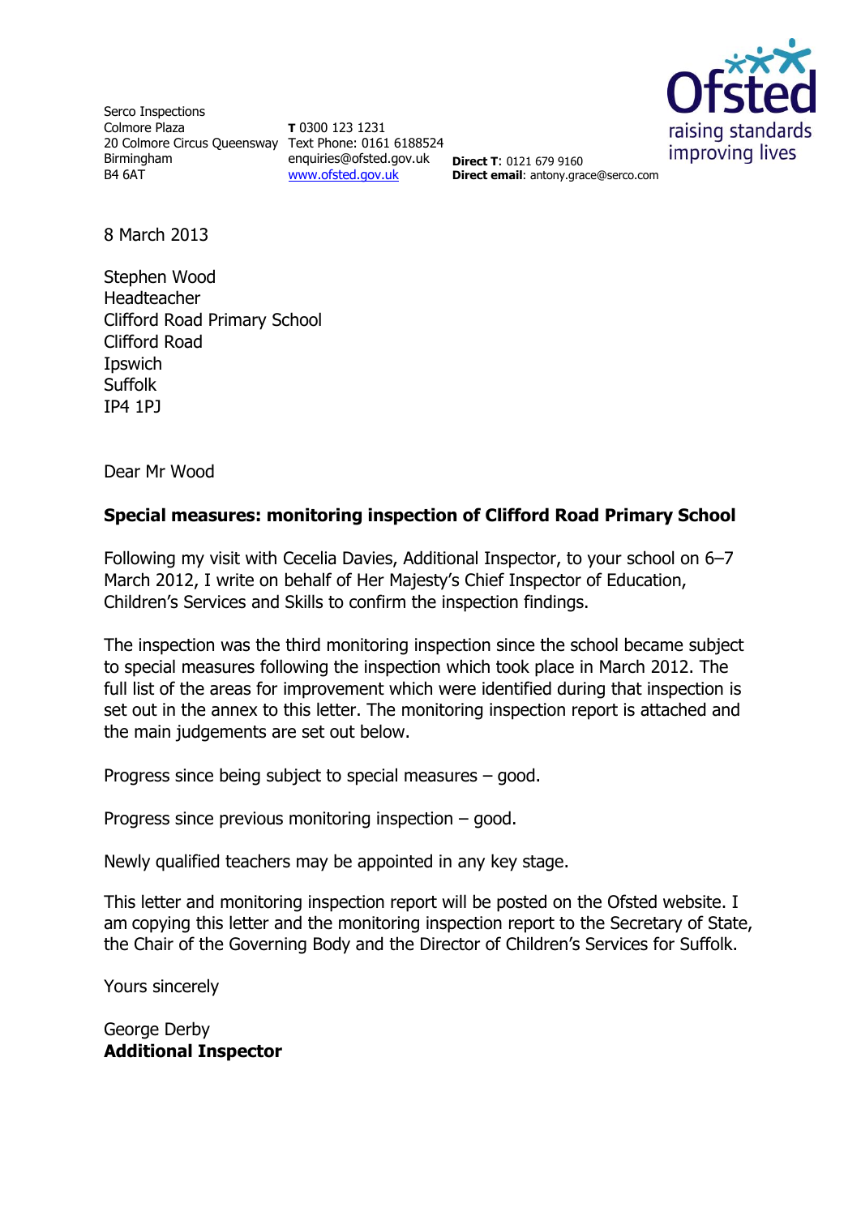Serco Inspections
Colmore Plaza
20 Colmore Circus Queensway
Birmingham
B4 6AT

**T** 0300 123 1231
Text Phone: 0161 6188524
enquiries@ofsted.gov.uk
www.ofsted.gov.uk

**Direct T**: 0121 679 9160
**Direct email**: antony.grace@serco.com

8 March 2013

Stephen Wood
Headteacher
Clifford Road Primary School
Clifford Road
Ipswich
Suffolk
IP4 1PJ

Dear Mr Wood

**Special measures: monitoring inspection of Clifford Road Primary School**

Following my visit with Cecelia Davies, Additional Inspector, to your school on 6–7 March 2012, I write on behalf of Her Majesty's Chief Inspector of Education, Children's Services and Skills to confirm the inspection findings.

The inspection was the third monitoring inspection since the school became subject to special measures following the inspection which took place in March 2012. The full list of the areas for improvement which were identified during that inspection is set out in the annex to this letter. The monitoring inspection report is attached and the main judgements are set out below.

Progress since being subject to special measures – good.

Progress since previous monitoring inspection – good.

Newly qualified teachers may be appointed in any key stage.

This letter and monitoring inspection report will be posted on the Ofsted website. I am copying this letter and the monitoring inspection report to the Secretary of State, the Chair of the Governing Body and the Director of Children's Services for Suffolk.

Yours sincerely

George Derby
**Additional Inspector**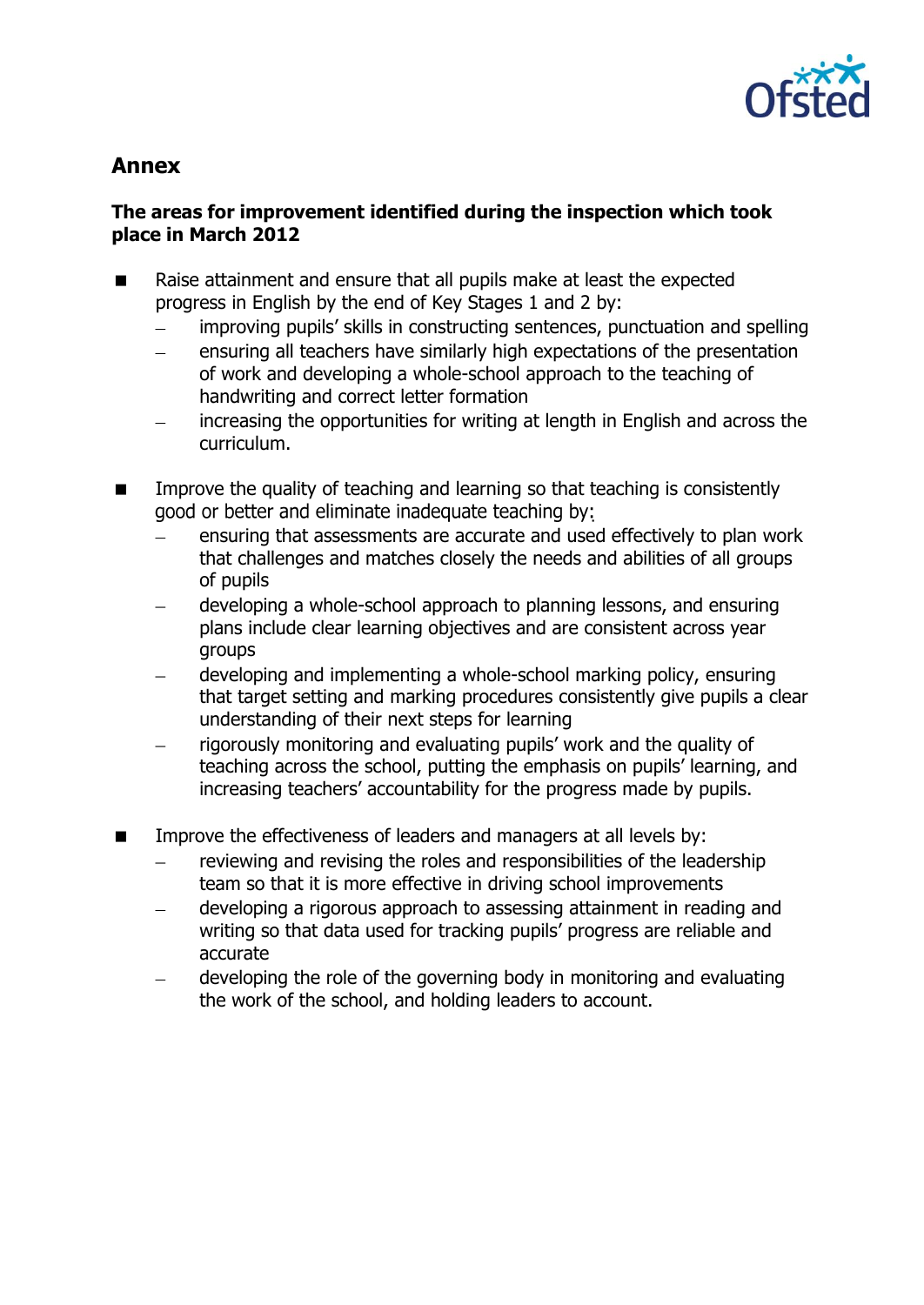## Annex

### The areas for improvement identified during the inspection which took place in March 2012

- Raise attainment and ensure that all pupils make at least the expected progress in English by the end of Key Stages 1 and 2 by:
  - improving pupils' skills in constructing sentences, punctuation and spelling
  - ensuring all teachers have similarly high expectations of the presentation of work and developing a whole-school approach to the teaching of handwriting and correct letter formation
  - increasing the opportunities for writing at length in English and across the curriculum.

- Improve the quality of teaching and learning so that teaching is consistently good or better and eliminate inadequate teaching by:
  - ensuring that assessments are accurate and used effectively to plan work that challenges and matches closely the needs and abilities of all groups of pupils
  - developing a whole-school approach to planning lessons, and ensuring plans include clear learning objectives and are consistent across year groups
  - developing and implementing a whole-school marking policy, ensuring that target setting and marking procedures consistently give pupils a clear understanding of their next steps for learning
  - rigorously monitoring and evaluating pupils' work and the quality of teaching across the school, putting the emphasis on pupils' learning, and increasing teachers' accountability for the progress made by pupils.

- Improve the effectiveness of leaders and managers at all levels by:
  - reviewing and revising the roles and responsibilities of the leadership team so that it is more effective in driving school improvements
  - developing a rigorous approach to assessing attainment in reading and writing so that data used for tracking pupils' progress are reliable and accurate
  - developing the role of the governing body in monitoring and evaluating the work of the school, and holding leaders to account.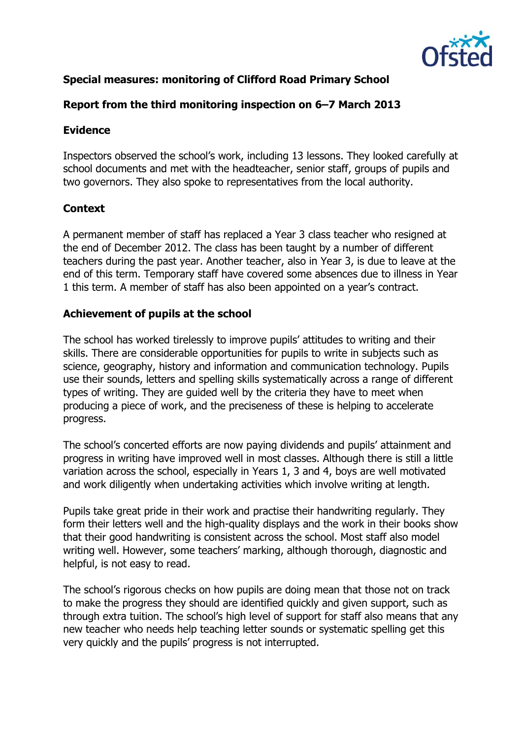**Special measures: monitoring of Clifford Road Primary School**

**Report from the third monitoring inspection on 6–7 March 2013**

## Evidence

Inspectors observed the school's work, including 13 lessons. They looked carefully at school documents and met with the headteacher, senior staff, groups of pupils and two governors. They also spoke to representatives from the local authority.

## Context

A permanent member of staff has replaced a Year 3 class teacher who resigned at the end of December 2012. The class has been taught by a number of different teachers during the past year. Another teacher, also in Year 3, is due to leave at the end of this term. Temporary staff have covered some absences due to illness in Year 1 this term. A member of staff has also been appointed on a year's contract.

## Achievement of pupils at the school

The school has worked tirelessly to improve pupils' attitudes to writing and their skills. There are considerable opportunities for pupils to write in subjects such as science, geography, history and information and communication technology. Pupils use their sounds, letters and spelling skills systematically across a range of different types of writing. They are guided well by the criteria they have to meet when producing a piece of work, and the preciseness of these is helping to accelerate progress.

The school's concerted efforts are now paying dividends and pupils' attainment and progress in writing have improved well in most classes. Although there is still a little variation across the school, especially in Years 1, 3 and 4, boys are well motivated and work diligently when undertaking activities which involve writing at length.

Pupils take great pride in their work and practise their handwriting regularly. They form their letters well and the high-quality displays and the work in their books show that their good handwriting is consistent across the school. Most staff also model writing well. However, some teachers' marking, although thorough, diagnostic and helpful, is not easy to read.

The school's rigorous checks on how pupils are doing mean that those not on track to make the progress they should are identified quickly and given support, such as through extra tuition. The school's high level of support for staff also means that any new teacher who needs help teaching letter sounds or systematic spelling get this very quickly and the pupils' progress is not interrupted.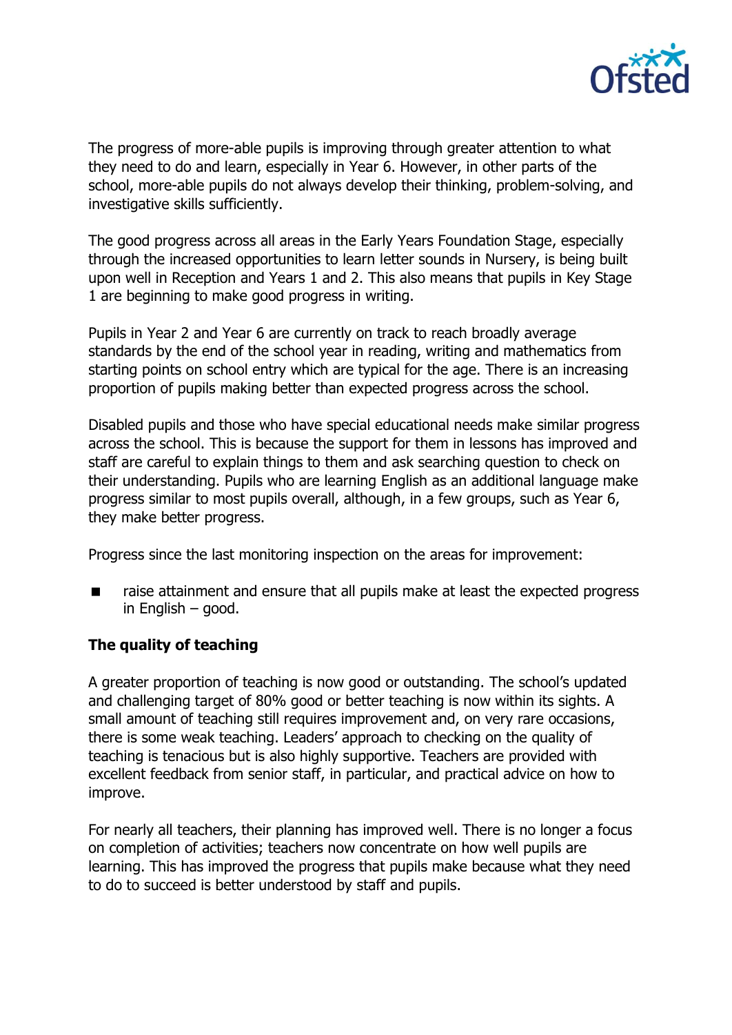The progress of more-able pupils is improving through greater attention to what they need to do and learn, especially in Year 6. However, in other parts of the school, more-able pupils do not always develop their thinking, problem-solving, and investigative skills sufficiently.

The good progress across all areas in the Early Years Foundation Stage, especially through the increased opportunities to learn letter sounds in Nursery, is being built upon well in Reception and Years 1 and 2. This also means that pupils in Key Stage 1 are beginning to make good progress in writing.

Pupils in Year 2 and Year 6 are currently on track to reach broadly average standards by the end of the school year in reading, writing and mathematics from starting points on school entry which are typical for the age. There is an increasing proportion of pupils making better than expected progress across the school.

Disabled pupils and those who have special educational needs make similar progress across the school. This is because the support for them in lessons has improved and staff are careful to explain things to them and ask searching question to check on their understanding. Pupils who are learning English as an additional language make progress similar to most pupils overall, although, in a few groups, such as Year 6, they make better progress.

Progress since the last monitoring inspection on the areas for improvement:

- raise attainment and ensure that all pupils make at least the expected progress in English – good.

### The quality of teaching

A greater proportion of teaching is now good or outstanding. The school's updated and challenging target of 80% good or better teaching is now within its sights. A small amount of teaching still requires improvement and, on very rare occasions, there is some weak teaching. Leaders' approach to checking on the quality of teaching is tenacious but is also highly supportive. Teachers are provided with excellent feedback from senior staff, in particular, and practical advice on how to improve.

For nearly all teachers, their planning has improved well. There is no longer a focus on completion of activities; teachers now concentrate on how well pupils are learning. This has improved the progress that pupils make because what they need to do to succeed is better understood by staff and pupils.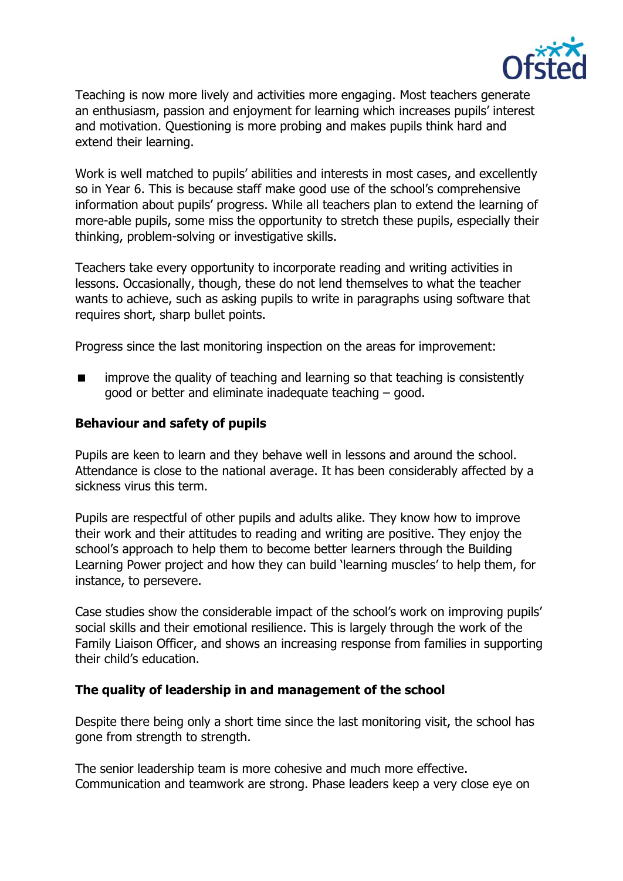Teaching is now more lively and activities more engaging. Most teachers generate an enthusiasm, passion and enjoyment for learning which increases pupils' interest and motivation. Questioning is more probing and makes pupils think hard and extend their learning.

Work is well matched to pupils' abilities and interests in most cases, and excellently so in Year 6. This is because staff make good use of the school's comprehensive information about pupils' progress. While all teachers plan to extend the learning of more-able pupils, some miss the opportunity to stretch these pupils, especially their thinking, problem-solving or investigative skills.

Teachers take every opportunity to incorporate reading and writing activities in lessons. Occasionally, though, these do not lend themselves to what the teacher wants to achieve, such as asking pupils to write in paragraphs using software that requires short, sharp bullet points.

Progress since the last monitoring inspection on the areas for improvement:

- improve the quality of teaching and learning so that teaching is consistently good or better and eliminate inadequate teaching – good.

**Behaviour and safety of pupils**

Pupils are keen to learn and they behave well in lessons and around the school. Attendance is close to the national average. It has been considerably affected by a sickness virus this term.

Pupils are respectful of other pupils and adults alike. They know how to improve their work and their attitudes to reading and writing are positive. They enjoy the school's approach to help them to become better learners through the Building Learning Power project and how they can build 'learning muscles' to help them, for instance, to persevere.

Case studies show the considerable impact of the school's work on improving pupils' social skills and their emotional resilience. This is largely through the work of the Family Liaison Officer, and shows an increasing response from families in supporting their child's education.

**The quality of leadership in and management of the school**

Despite there being only a short time since the last monitoring visit, the school has gone from strength to strength.

The senior leadership team is more cohesive and much more effective. Communication and teamwork are strong. Phase leaders keep a very close eye on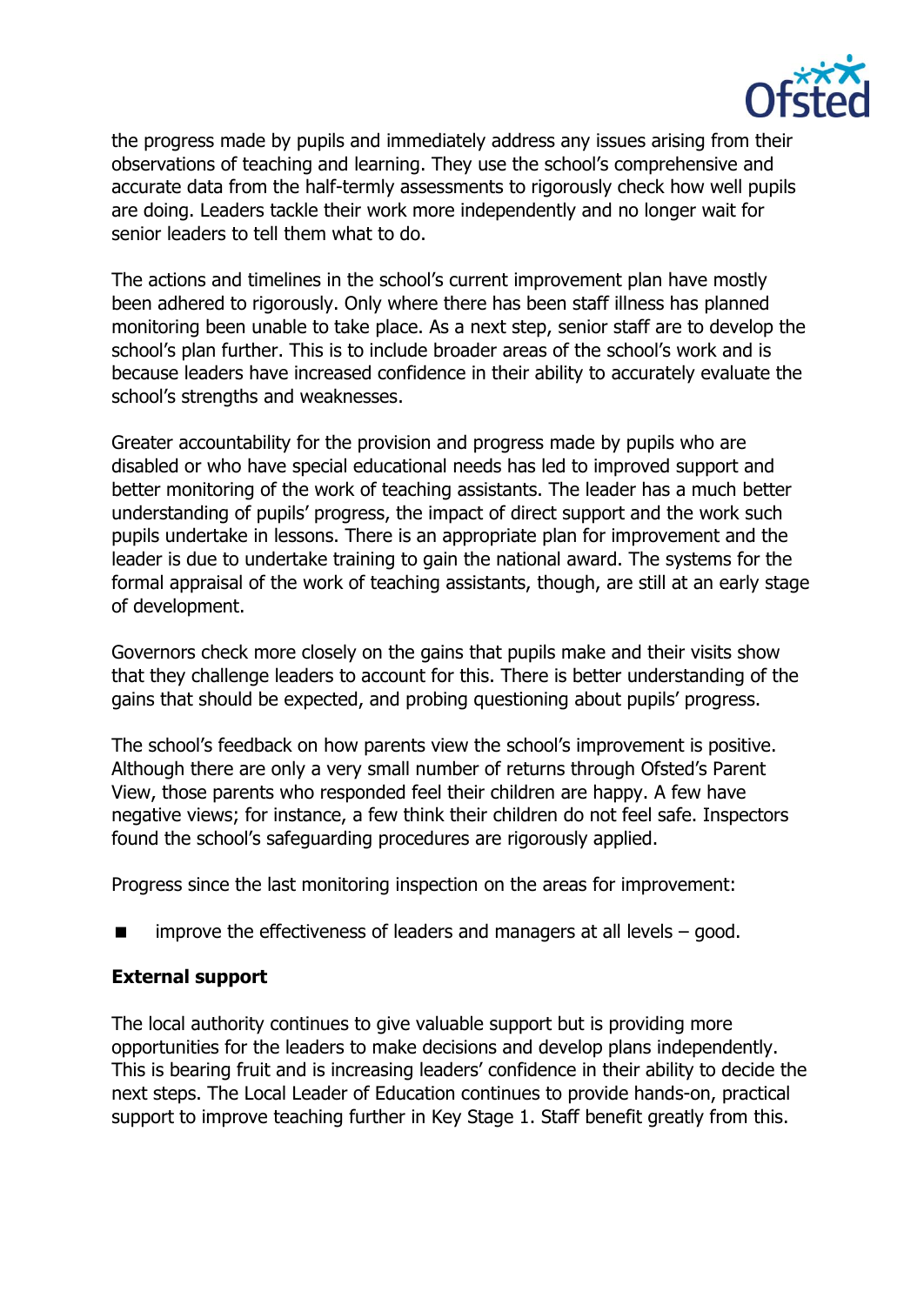the progress made by pupils and immediately address any issues arising from their observations of teaching and learning. They use the school's comprehensive and accurate data from the half-termly assessments to rigorously check how well pupils are doing. Leaders tackle their work more independently and no longer wait for senior leaders to tell them what to do.

The actions and timelines in the school's current improvement plan have mostly been adhered to rigorously. Only where there has been staff illness has planned monitoring been unable to take place. As a next step, senior staff are to develop the school's plan further. This is to include broader areas of the school's work and is because leaders have increased confidence in their ability to accurately evaluate the school's strengths and weaknesses.

Greater accountability for the provision and progress made by pupils who are disabled or who have special educational needs has led to improved support and better monitoring of the work of teaching assistants. The leader has a much better understanding of pupils' progress, the impact of direct support and the work such pupils undertake in lessons. There is an appropriate plan for improvement and the leader is due to undertake training to gain the national award. The systems for the formal appraisal of the work of teaching assistants, though, are still at an early stage of development.

Governors check more closely on the gains that pupils make and their visits show that they challenge leaders to account for this. There is better understanding of the gains that should be expected, and probing questioning about pupils' progress.

The school's feedback on how parents view the school's improvement is positive. Although there are only a very small number of returns through Ofsted's Parent View, those parents who responded feel their children are happy. A few have negative views; for instance, a few think their children do not feel safe. Inspectors found the school's safeguarding procedures are rigorously applied.

Progress since the last monitoring inspection on the areas for improvement:

- improve the effectiveness of leaders and managers at all levels – good.

**External support**

The local authority continues to give valuable support but is providing more opportunities for the leaders to make decisions and develop plans independently. This is bearing fruit and is increasing leaders' confidence in their ability to decide the next steps. The Local Leader of Education continues to provide hands-on, practical support to improve teaching further in Key Stage 1. Staff benefit greatly from this.